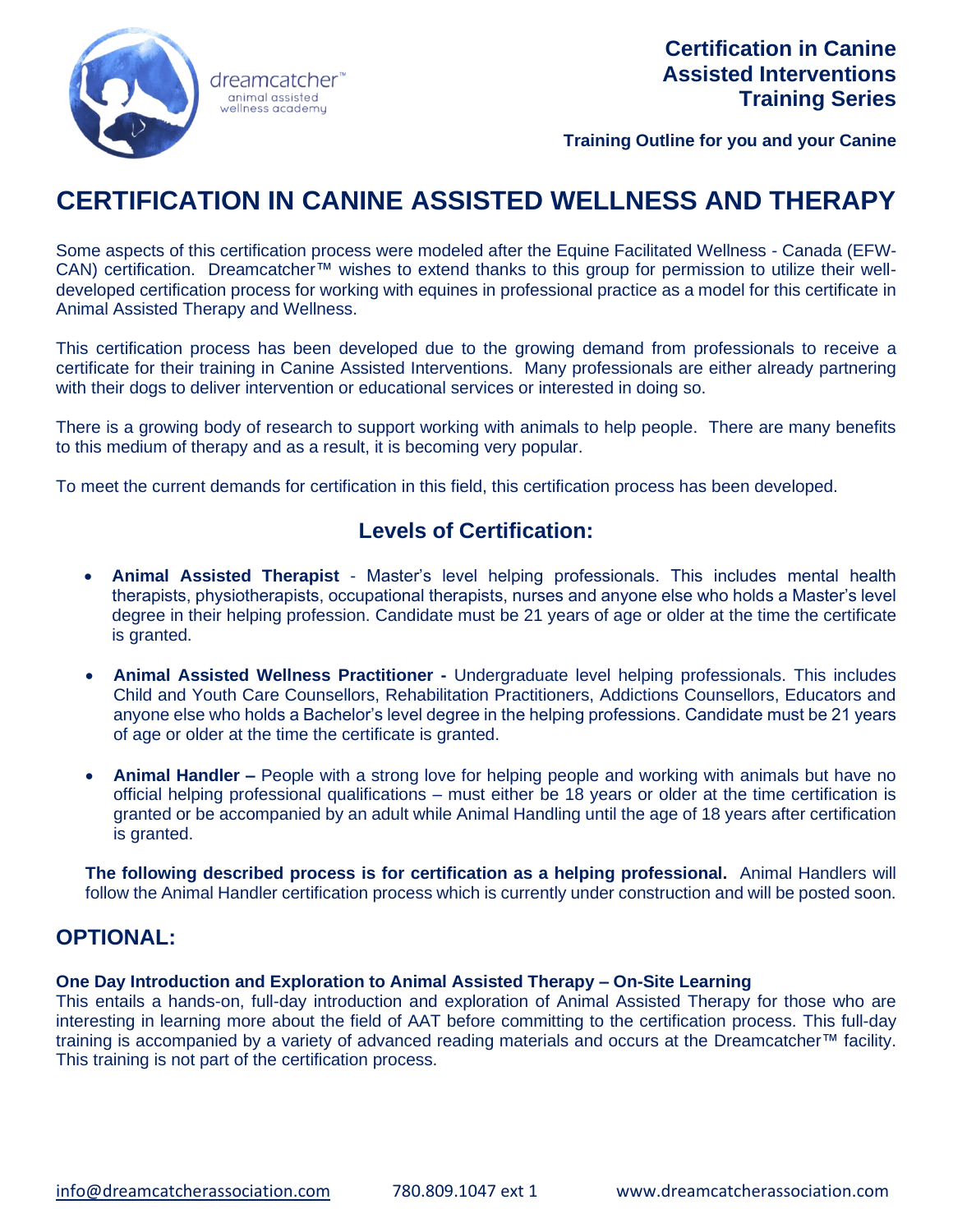dreamcatcher™
animal assisted
wellness academy

**Certification in Canine Assisted Interventions Training Series**

**Training Outline for you and your Canine**

# CERTIFICATION IN CANINE ASSISTED WELLNESS AND THERAPY

Some aspects of this certification process were modeled after the Equine Facilitated Wellness - Canada (EFW-CAN) certification. Dreamcatcher™ wishes to extend thanks to this group for permission to utilize their well-developed certification process for working with equines in professional practice as a model for this certificate in Animal Assisted Therapy and Wellness.

This certification process has been developed due to the growing demand from professionals to receive a certificate for their training in Canine Assisted Interventions. Many professionals are either already partnering with their dogs to deliver intervention or educational services or interested in doing so.

There is a growing body of research to support working with animals to help people. There are many benefits to this medium of therapy and as a result, it is becoming very popular.

To meet the current demands for certification in this field, this certification process has been developed.

## Levels of Certification:

- **Animal Assisted Therapist** - Master's level helping professionals. This includes mental health therapists, physiotherapists, occupational therapists, nurses and anyone else who holds a Master's level degree in their helping profession. Candidate must be 21 years of age or older at the time the certificate is granted.

- **Animal Assisted Wellness Practitioner -** Undergraduate level helping professionals. This includes Child and Youth Care Counsellors, Rehabilitation Practitioners, Addictions Counsellors, Educators and anyone else who holds a Bachelor's level degree in the helping professions. Candidate must be 21 years of age or older at the time the certificate is granted.

- **Animal Handler –** People with a strong love for helping people and working with animals but have no official helping professional qualifications – must either be 18 years or older at the time certification is granted or be accompanied by an adult while Animal Handling until the age of 18 years after certification is granted.

**The following described process is for certification as a helping professional.** Animal Handlers will follow the Animal Handler certification process which is currently under construction and will be posted soon.

## OPTIONAL:

**One Day Introduction and Exploration to Animal Assisted Therapy – On-Site Learning**

This entails a hands-on, full-day introduction and exploration of Animal Assisted Therapy for those who are interesting in learning more about the field of AAT before committing to the certification process. This full-day training is accompanied by a variety of advanced reading materials and occurs at the Dreamcatcher™ facility. This training is not part of the certification process.

info@dreamcatcherassociation.com 780.809.1047 ext 1 www.dreamcatcherassociation.com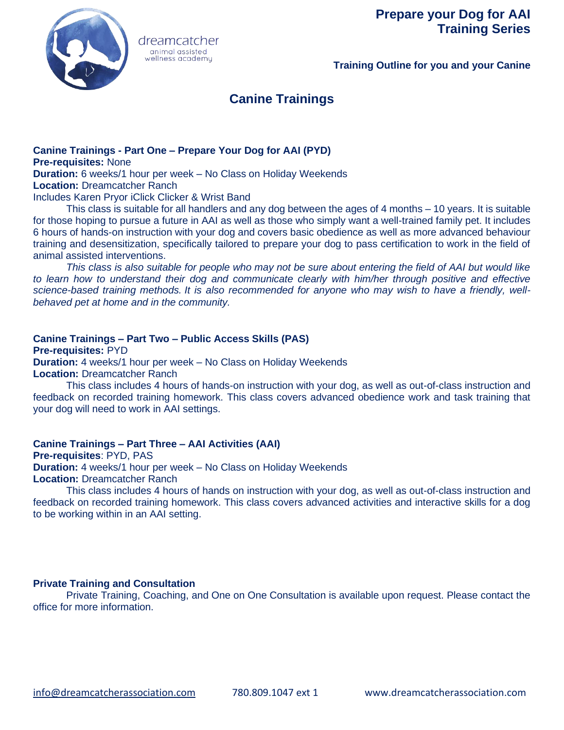# Prepare your Dog for AAI Training Series

**Training Outline for you and your Canine**

## Canine Trainings

**Canine Trainings - Part One – Prepare Your Dog for AAI (PYD)**
**Pre-requisites:** None
**Duration:** 6 weeks/1 hour per week – No Class on Holiday Weekends
**Location:** Dreamcatcher Ranch
Includes Karen Pryor iClick Clicker & Wrist Band

This class is suitable for all handlers and any dog between the ages of 4 months – 10 years. It is suitable for those hoping to pursue a future in AAI as well as those who simply want a well-trained family pet. It includes 6 hours of hands-on instruction with your dog and covers basic obedience as well as more advanced behaviour training and desensitization, specifically tailored to prepare your dog to pass certification to work in the field of animal assisted interventions.

*This class is also suitable for people who may not be sure about entering the field of AAI but would like to learn how to understand their dog and communicate clearly with him/her through positive and effective science-based training methods. It is also recommended for anyone who may wish to have a friendly, well-behaved pet at home and in the community.*

**Canine Trainings – Part Two – Public Access Skills (PAS)**
**Pre-requisites:** PYD
**Duration:** 4 weeks/1 hour per week – No Class on Holiday Weekends
**Location:** Dreamcatcher Ranch

This class includes 4 hours of hands-on instruction with your dog, as well as out-of-class instruction and feedback on recorded training homework. This class covers advanced obedience work and task training that your dog will need to work in AAI settings.

**Canine Trainings – Part Three – AAI Activities (AAI)**
**Pre-requisites**: PYD, PAS
**Duration:** 4 weeks/1 hour per week – No Class on Holiday Weekends
**Location:** Dreamcatcher Ranch

This class includes 4 hours of hands on instruction with your dog, as well as out-of-class instruction and feedback on recorded training homework. This class covers advanced activities and interactive skills for a dog to be working within in an AAI setting.

**Private Training and Consultation**

Private Training, Coaching, and One on One Consultation is available upon request. Please contact the office for more information.

info@dreamcatcherassociation.com 780.809.1047 ext 1 www.dreamcatcherassociation.com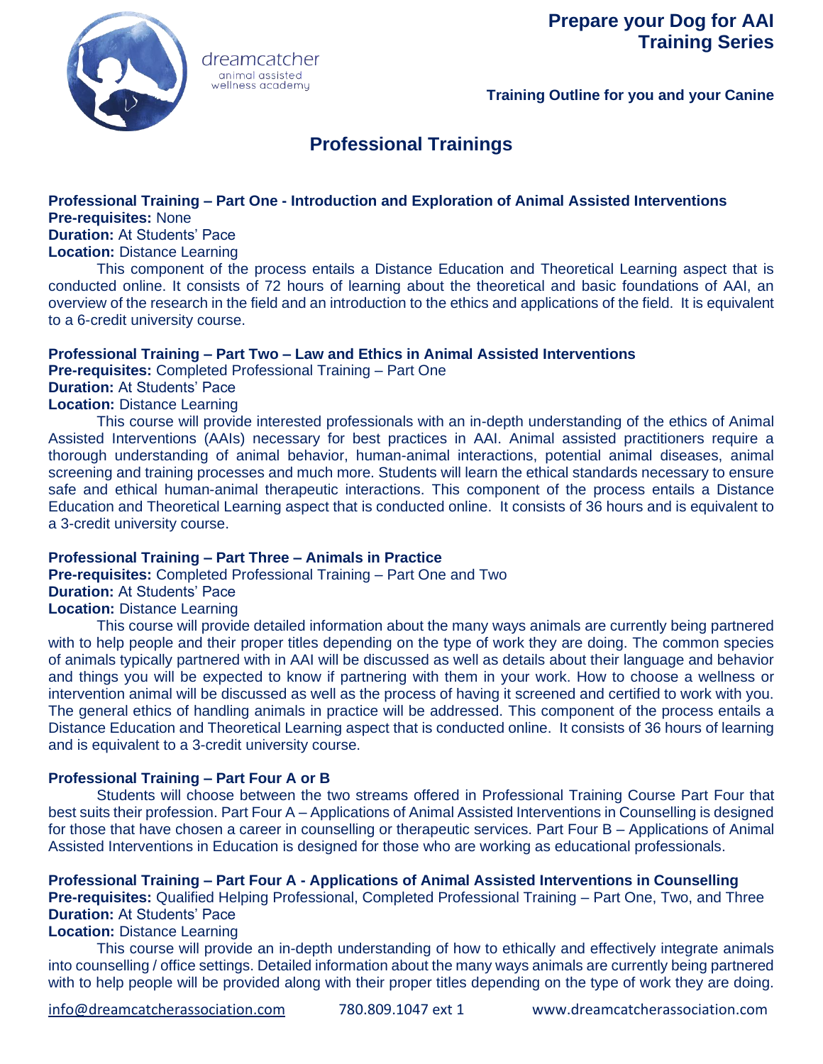# Professional Trainings

**Professional Training – Part One - Introduction and Exploration of Animal Assisted Interventions**
**Pre-requisites:** None
**Duration:** At Students' Pace
**Location:** Distance Learning

This component of the process entails a Distance Education and Theoretical Learning aspect that is conducted online. It consists of 72 hours of learning about the theoretical and basic foundations of AAI, an overview of the research in the field and an introduction to the ethics and applications of the field. It is equivalent to a 6-credit university course.

**Professional Training – Part Two – Law and Ethics in Animal Assisted Interventions**
**Pre-requisites:** Completed Professional Training – Part One
**Duration:** At Students' Pace
**Location:** Distance Learning

This course will provide interested professionals with an in-depth understanding of the ethics of Animal Assisted Interventions (AAIs) necessary for best practices in AAI. Animal assisted practitioners require a thorough understanding of animal behavior, human-animal interactions, potential animal diseases, animal screening and training processes and much more. Students will learn the ethical standards necessary to ensure safe and ethical human-animal therapeutic interactions. This component of the process entails a Distance Education and Theoretical Learning aspect that is conducted online. It consists of 36 hours and is equivalent to a 3-credit university course.

**Professional Training – Part Three – Animals in Practice**
**Pre-requisites:** Completed Professional Training – Part One and Two
**Duration:** At Students' Pace
**Location:** Distance Learning

This course will provide detailed information about the many ways animals are currently being partnered with to help people and their proper titles depending on the type of work they are doing. The common species of animals typically partnered with in AAI will be discussed as well as details about their language and behavior and things you will be expected to know if partnering with them in your work. How to choose a wellness or intervention animal will be discussed as well as the process of having it screened and certified to work with you. The general ethics of handling animals in practice will be addressed. This component of the process entails a Distance Education and Theoretical Learning aspect that is conducted online. It consists of 36 hours of learning and is equivalent to a 3-credit university course.

**Professional Training – Part Four A or B**

Students will choose between the two streams offered in Professional Training Course Part Four that best suits their profession. Part Four A – Applications of Animal Assisted Interventions in Counselling is designed for those that have chosen a career in counselling or therapeutic services. Part Four B – Applications of Animal Assisted Interventions in Education is designed for those who are working as educational professionals.

**Professional Training – Part Four A - Applications of Animal Assisted Interventions in Counselling**
**Pre-requisites:** Qualified Helping Professional, Completed Professional Training – Part One, Two, and Three
**Duration:** At Students' Pace
**Location:** Distance Learning

This course will provide an in-depth understanding of how to ethically and effectively integrate animals into counselling / office settings. Detailed information about the many ways animals are currently being partnered with to help people will be provided along with their proper titles depending on the type of work they are doing.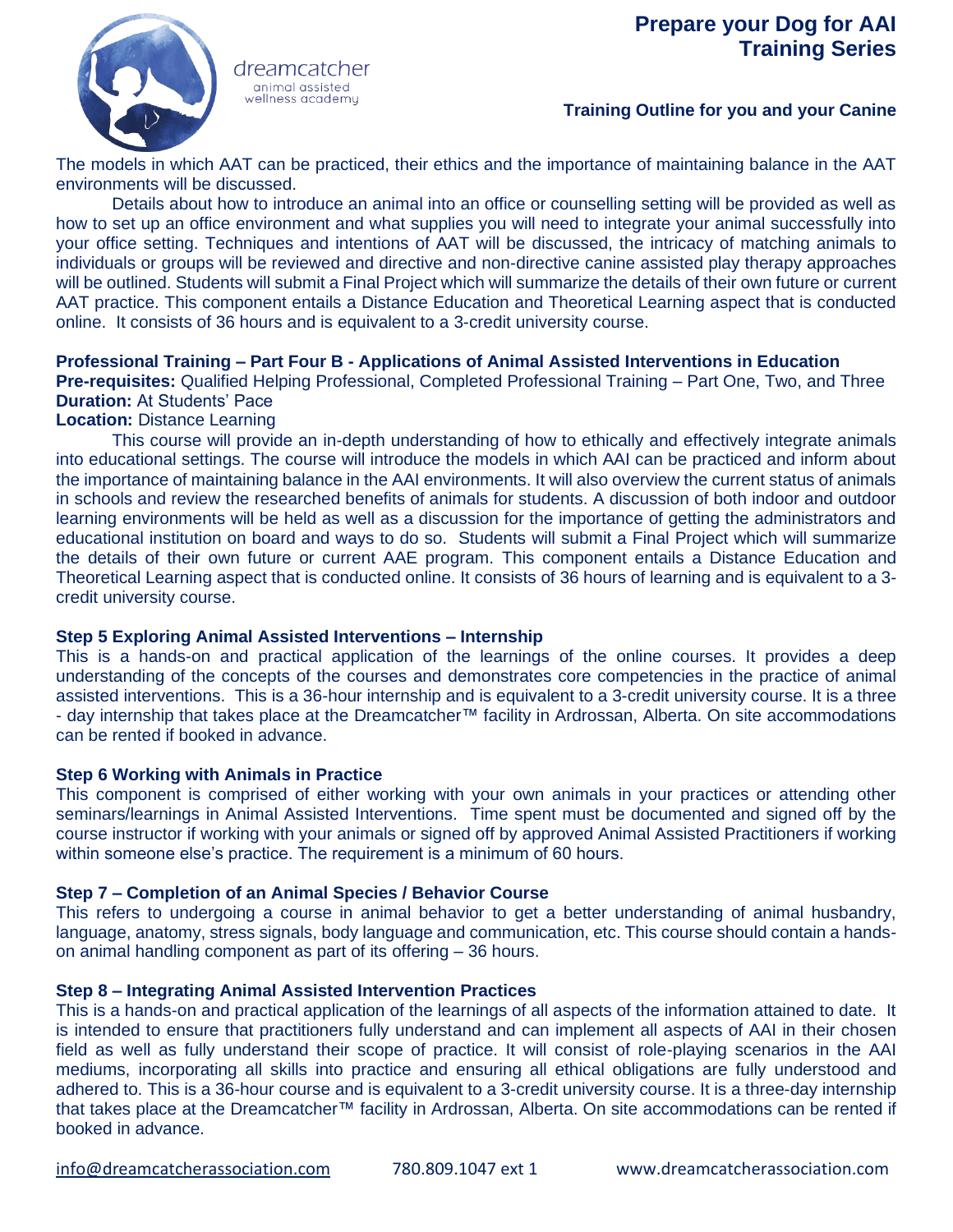The models in which AAT can be practiced, their ethics and the importance of maintaining balance in the AAT environments will be discussed.

Details about how to introduce an animal into an office or counselling setting will be provided as well as how to set up an office environment and what supplies you will need to integrate your animal successfully into your office setting. Techniques and intentions of AAT will be discussed, the intricacy of matching animals to individuals or groups will be reviewed and directive and non-directive canine assisted play therapy approaches will be outlined. Students will submit a Final Project which will summarize the details of their own future or current AAT practice. This component entails a Distance Education and Theoretical Learning aspect that is conducted online. It consists of 36 hours and is equivalent to a 3-credit university course.

**Professional Training – Part Four B - Applications of Animal Assisted Interventions in Education**
**Pre-requisites:** Qualified Helping Professional, Completed Professional Training – Part One, Two, and Three
**Duration:** At Students' Pace
**Location:** Distance Learning

This course will provide an in-depth understanding of how to ethically and effectively integrate animals into educational settings. The course will introduce the models in which AAI can be practiced and inform about the importance of maintaining balance in the AAI environments. It will also overview the current status of animals in schools and review the researched benefits of animals for students. A discussion of both indoor and outdoor learning environments will be held as well as a discussion for the importance of getting the administrators and educational institution on board and ways to do so. Students will submit a Final Project which will summarize the details of their own future or current AAE program. This component entails a Distance Education and Theoretical Learning aspect that is conducted online. It consists of 36 hours of learning and is equivalent to a 3-credit university course.

**Step 5 Exploring Animal Assisted Interventions – Internship**

This is a hands-on and practical application of the learnings of the online courses. It provides a deep understanding of the concepts of the courses and demonstrates core competencies in the practice of animal assisted interventions. This is a 36-hour internship and is equivalent to a 3-credit university course. It is a three - day internship that takes place at the Dreamcatcher™ facility in Ardrossan, Alberta. On site accommodations can be rented if booked in advance.

**Step 6 Working with Animals in Practice**

This component is comprised of either working with your own animals in your practices or attending other seminars/learnings in Animal Assisted Interventions. Time spent must be documented and signed off by the course instructor if working with your animals or signed off by approved Animal Assisted Practitioners if working within someone else's practice. The requirement is a minimum of 60 hours.

**Step 7 – Completion of an Animal Species / Behavior Course**

This refers to undergoing a course in animal behavior to get a better understanding of animal husbandry, language, anatomy, stress signals, body language and communication, etc. This course should contain a hands-on animal handling component as part of its offering – 36 hours.

**Step 8 – Integrating Animal Assisted Intervention Practices**

This is a hands-on and practical application of the learnings of all aspects of the information attained to date. It is intended to ensure that practitioners fully understand and can implement all aspects of AAI in their chosen field as well as fully understand their scope of practice. It will consist of role-playing scenarios in the AAI mediums, incorporating all skills into practice and ensuring all ethical obligations are fully understood and adhered to. This is a 36-hour course and is equivalent to a 3-credit university course. It is a three-day internship that takes place at the Dreamcatcher™ facility in Ardrossan, Alberta. On site accommodations can be rented if booked in advance.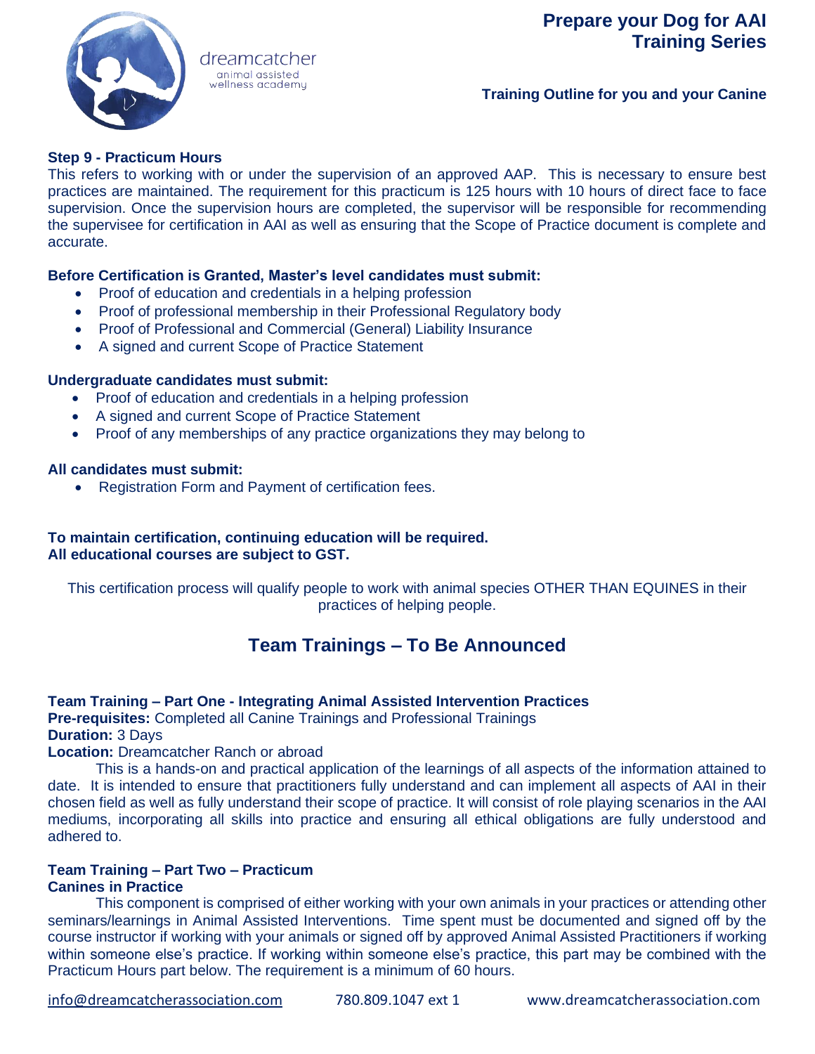**Step 9 - Practicum Hours**

This refers to working with or under the supervision of an approved AAP. This is necessary to ensure best practices are maintained. The requirement for this practicum is 125 hours with 10 hours of direct face to face supervision. Once the supervision hours are completed, the supervisor will be responsible for recommending the supervisee for certification in AAI as well as ensuring that the Scope of Practice document is complete and accurate.

**Before Certification is Granted, Master's level candidates must submit:**

- Proof of education and credentials in a helping profession
- Proof of professional membership in their Professional Regulatory body
- Proof of Professional and Commercial (General) Liability Insurance
- A signed and current Scope of Practice Statement

**Undergraduate candidates must submit:**

- Proof of education and credentials in a helping profession
- A signed and current Scope of Practice Statement
- Proof of any memberships of any practice organizations they may belong to

**All candidates must submit:**

- Registration Form and Payment of certification fees.

**To maintain certification, continuing education will be required.**
**All educational courses are subject to GST.**

This certification process will qualify people to work with animal species OTHER THAN EQUINES in their practices of helping people.

## Team Trainings – To Be Announced

**Team Training – Part One - Integrating Animal Assisted Intervention Practices**
**Pre-requisites:** Completed all Canine Trainings and Professional Trainings
**Duration:** 3 Days
**Location:** Dreamcatcher Ranch or abroad

This is a hands-on and practical application of the learnings of all aspects of the information attained to date. It is intended to ensure that practitioners fully understand and can implement all aspects of AAI in their chosen field as well as fully understand their scope of practice. It will consist of role playing scenarios in the AAI mediums, incorporating all skills into practice and ensuring all ethical obligations are fully understood and adhered to.

**Team Training – Part Two – Practicum**
**Canines in Practice**

This component is comprised of either working with your own animals in your practices or attending other seminars/learnings in Animal Assisted Interventions. Time spent must be documented and signed off by the course instructor if working with your animals or signed off by approved Animal Assisted Practitioners if working within someone else's practice. If working within someone else's practice, this part may be combined with the Practicum Hours part below. The requirement is a minimum of 60 hours.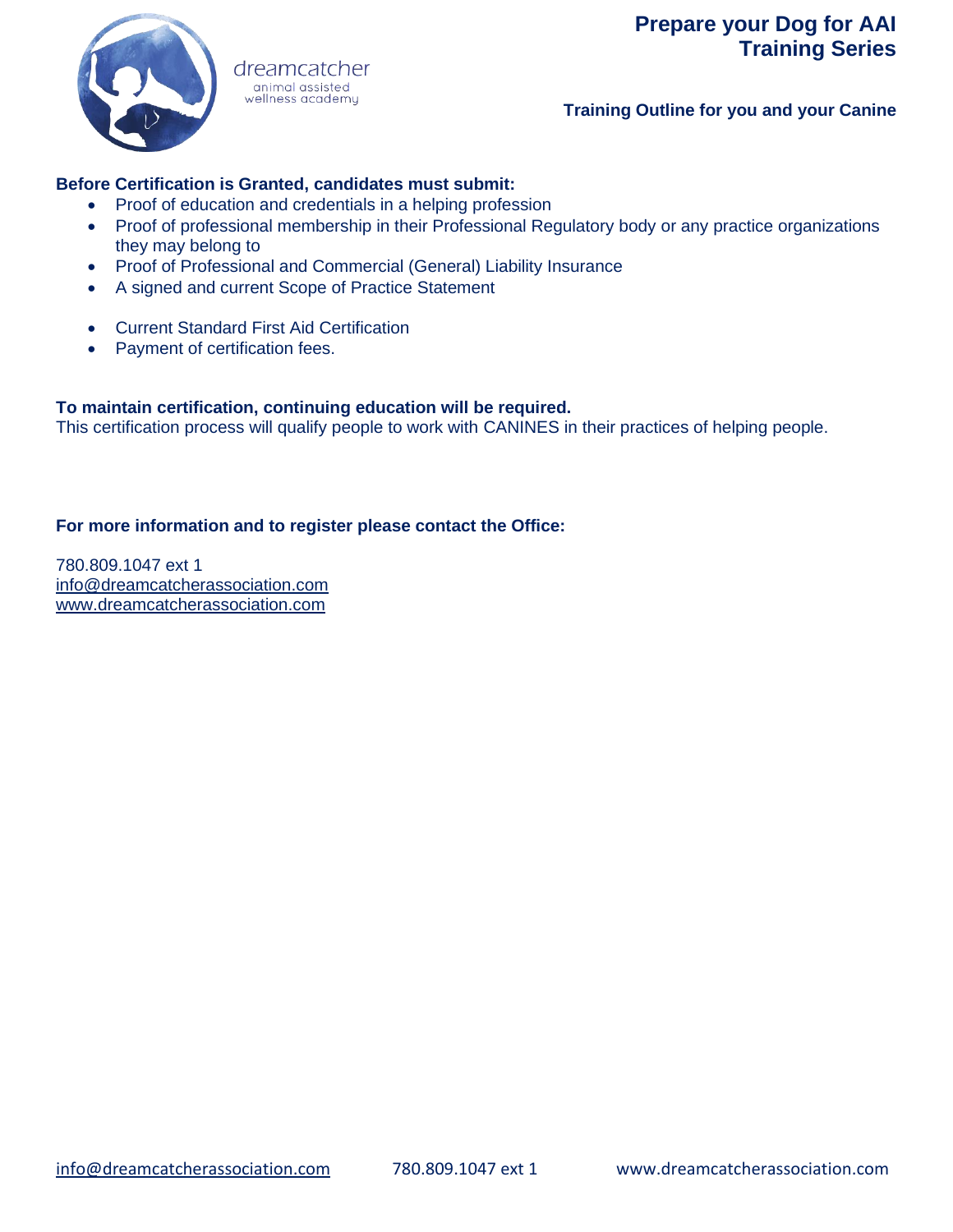**Before Certification is Granted, candidates must submit:**

- Proof of education and credentials in a helping profession
- Proof of professional membership in their Professional Regulatory body or any practice organizations they may belong to
- Proof of Professional and Commercial (General) Liability Insurance
- A signed and current Scope of Practice Statement

- Current Standard First Aid Certification
- Payment of certification fees.

**To maintain certification, continuing education will be required.**
This certification process will qualify people to work with CANINES in their practices of helping people.

**For more information and to register please contact the Office:**

780.809.1047 ext 1
info@dreamcatcherassociation.com
www.dreamcatcherassociation.com